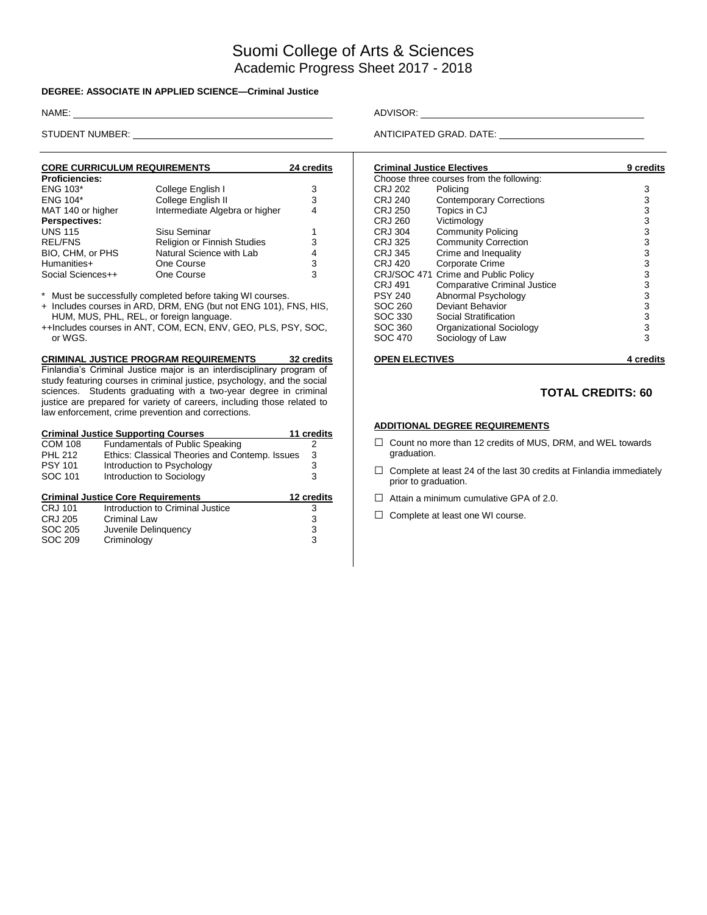# Suomi College of Arts & Sciences
## Academic Progress Sheet 2017 - 2018

**DEGREE: ASSOCIATE IN APPLIED SCIENCE—Criminal Justice**

NAME: ____________________ ADVISOR: ____________________

STUDENT NUMBER: ____________________ ANTICIPATED GRAD. DATE: ____________________

### CORE CURRICULUM REQUIREMENTS — 24 credits

| | | |
|---|---|---|
| **Proficiencies:** | | |
| ENG 103* | College English I | 3 |
| ENG 104* | College English II | 3 |
| MAT 140 or higher | Intermediate Algebra or higher | 4 |
| **Perspectives:** | | |
| UNS 115 | Sisu Seminar | 1 |
| REL/FNS | Religion or Finnish Studies | 3 |
| BIO, CHM, or PHS | Natural Science with Lab | 4 |
| Humanities+ | One Course | 3 |
| Social Sciences++ | One Course | 3 |

\* Must be successfully completed before taking WI courses.

\+ Includes courses in ARD, DRM, ENG (but not ENG 101), FNS, HIS, HUM, MUS, PHL, REL, or foreign language.

++Includes courses in ANT, COM, ECN, ENV, GEO, PLS, PSY, SOC, or WGS.

### CRIMINAL JUSTICE PROGRAM REQUIREMENTS — 32 credits

Finlandia's Criminal Justice major is an interdisciplinary program of study featuring courses in criminal justice, psychology, and the social sciences. Students graduating with a two-year degree in criminal justice are prepared for variety of careers, including those related to law enforcement, crime prevention and corrections.

**Criminal Justice Supporting Courses — 11 credits**

| | | |
|---|---|---|
| COM 108 | Fundamentals of Public Speaking | 2 |
| PHL 212 | Ethics: Classical Theories and Contemp. Issues | 3 |
| PSY 101 | Introduction to Psychology | 3 |
| SOC 101 | Introduction to Sociology | 3 |

**Criminal Justice Core Requirements — 12 credits**

| | | |
|---|---|---|
| CRJ 101 | Introduction to Criminal Justice | 3 |
| CRJ 205 | Criminal Law | 3 |
| SOC 205 | Juvenile Delinquency | 3 |
| SOC 209 | Criminology | 3 |

**Criminal Justice Electives — 9 credits**

Choose three courses from the following:

| | | |
|---|---|---|
| CRJ 202 | Policing | 3 |
| CRJ 240 | Contemporary Corrections | 3 |
| CRJ 250 | Topics in CJ | 3 |
| CRJ 260 | Victimology | 3 |
| CRJ 304 | Community Policing | 3 |
| CRJ 325 | Community Correction | 3 |
| CRJ 345 | Crime and Inequality | 3 |
| CRJ 420 | Corporate Crime | 3 |
| CRJ/SOC 471 | Crime and Public Policy | 3 |
| CRJ 491 | Comparative Criminal Justice | 3 |
| PSY 240 | Abnormal Psychology | 3 |
| SOC 260 | Deviant Behavior | 3 |
| SOC 330 | Social Stratification | 3 |
| SOC 360 | Organizational Sociology | 3 |
| SOC 470 | Sociology of Law | 3 |

### OPEN ELECTIVES — 4 credits

## TOTAL CREDITS: 60

### ADDITIONAL DEGREE REQUIREMENTS

- ☐ Count no more than 12 credits of MUS, DRM, and WEL towards graduation.
- ☐ Complete at least 24 of the last 30 credits at Finlandia immediately prior to graduation.
- ☐ Attain a minimum cumulative GPA of 2.0.
- ☐ Complete at least one WI course.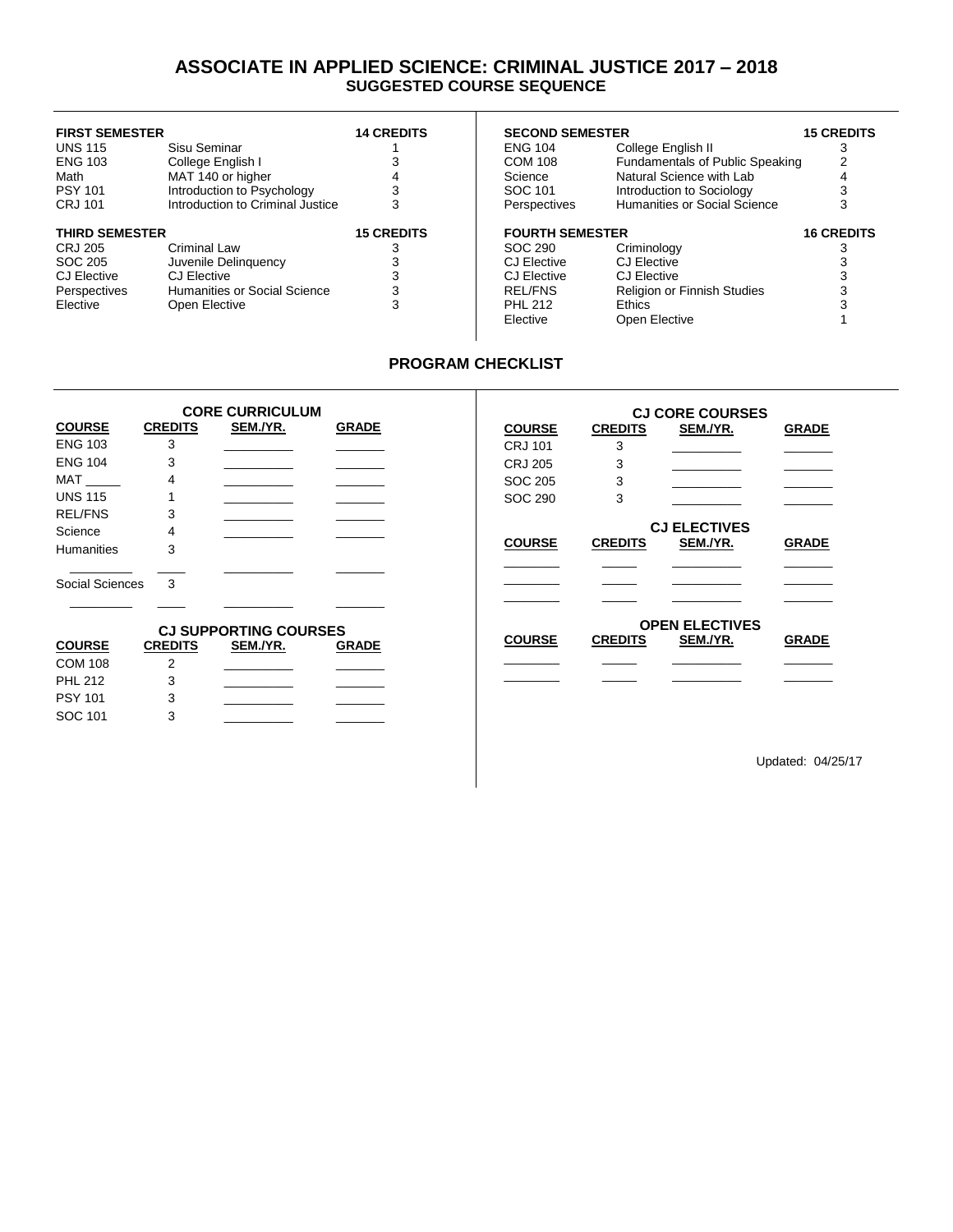# ASSOCIATE IN APPLIED SCIENCE: CRIMINAL JUSTICE 2017 – 2018

## SUGGESTED COURSE SEQUENCE

| FIRST SEMESTER | | 14 CREDITS |
|---|---|---|
| UNS 115 | Sisu Seminar | 1 |
| ENG 103 | College English I | 3 |
| Math | MAT 140 or higher | 4 |
| PSY 101 | Introduction to Psychology | 3 |
| CRJ 101 | Introduction to Criminal Justice | 3 |

| SECOND SEMESTER | | 15 CREDITS |
|---|---|---|
| ENG 104 | College English II | 3 |
| COM 108 | Fundamentals of Public Speaking | 2 |
| Science | Natural Science with Lab | 4 |
| SOC 101 | Introduction to Sociology | 3 |
| Perspectives | Humanities or Social Science | 3 |

| THIRD SEMESTER | | 15 CREDITS |
|---|---|---|
| CRJ 205 | Criminal Law | 3 |
| SOC 205 | Juvenile Delinquency | 3 |
| CJ Elective | CJ Elective | 3 |
| Perspectives | Humanities or Social Science | 3 |
| Elective | Open Elective | 3 |

| FOURTH SEMESTER | | 16 CREDITS |
|---|---|---|
| SOC 290 | Criminology | 3 |
| CJ Elective | CJ Elective | 3 |
| CJ Elective | CJ Elective | 3 |
| REL/FNS | Religion or Finnish Studies | 3 |
| PHL 212 | Ethics | 3 |
| Elective | Open Elective | 1 |

## PROGRAM CHECKLIST

### CORE CURRICULUM

| COURSE | CREDITS | SEM./YR. | GRADE |
|---|---|---|---|
| ENG 103 | 3 | | |
| ENG 104 | 3 | | |
| MAT _____ | 4 | | |
| UNS 115 | 1 | | |
| REL/FNS | 3 | | |
| Science | 4 | | |
| Humanities | 3 | | |
| | | | |
| Social Sciences | 3 | | |
| | | | |

### CJ SUPPORTING COURSES

| COURSE | CREDITS | SEM./YR. | GRADE |
|---|---|---|---|
| COM 108 | 2 | | |
| PHL 212 | 3 | | |
| PSY 101 | 3 | | |
| SOC 101 | 3 | | |

### CJ CORE COURSES

| COURSE | CREDITS | SEM./YR. | GRADE |
|---|---|---|---|
| CRJ 101 | 3 | | |
| CRJ 205 | 3 | | |
| SOC 205 | 3 | | |
| SOC 290 | 3 | | |

### CJ ELECTIVES

| COURSE | CREDITS | SEM./YR. | GRADE |
|---|---|---|---|
| | | | |
| | | | |
| | | | |

### OPEN ELECTIVES

| COURSE | CREDITS | SEM./YR. | GRADE |
|---|---|---|---|
| | | | |
| | | | |

Updated: 04/25/17